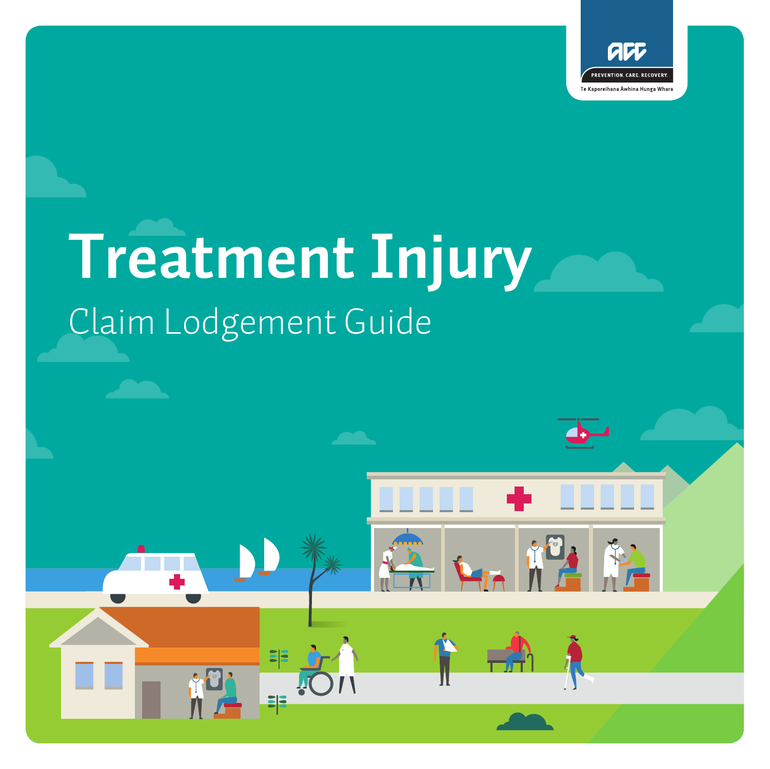ACC

PREVENTION. CARE. RECOVERY.

Te Kaporeihana Āwhina Hunga Whara

# Treatment Injury

## Claim Lodgement Guide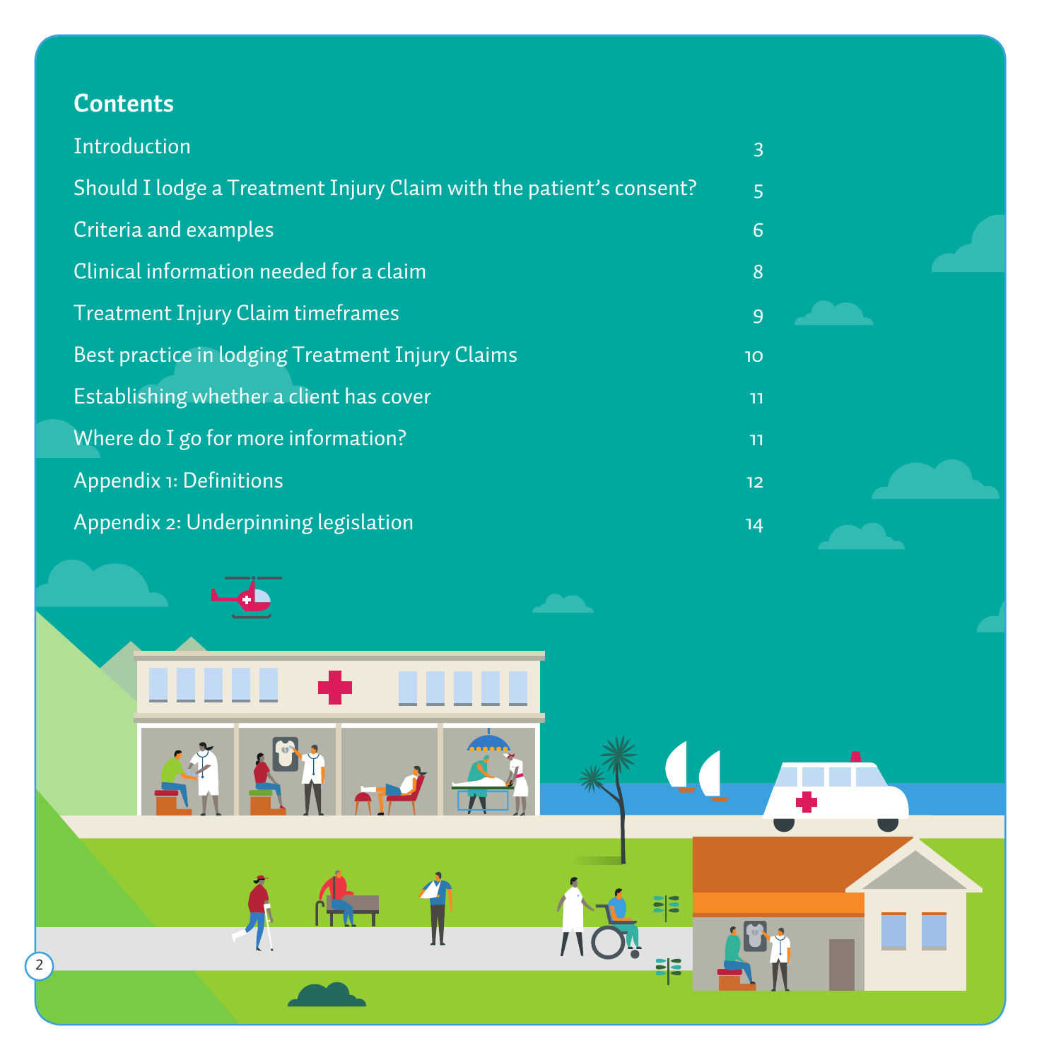## Contents

| | |
|---|---|
| Introduction | 3 |
| Should I lodge a Treatment Injury Claim with the patient's consent? | 5 |
| Criteria and examples | 6 |
| Clinical information needed for a claim | 8 |
| Treatment Injury Claim timeframes | 9 |
| Best practice in lodging Treatment Injury Claims | 10 |
| Establishing whether a client has cover | 11 |
| Where do I go for more information? | 11 |
| Appendix 1: Definitions | 12 |
| Appendix 2: Underpinning legislation | 14 |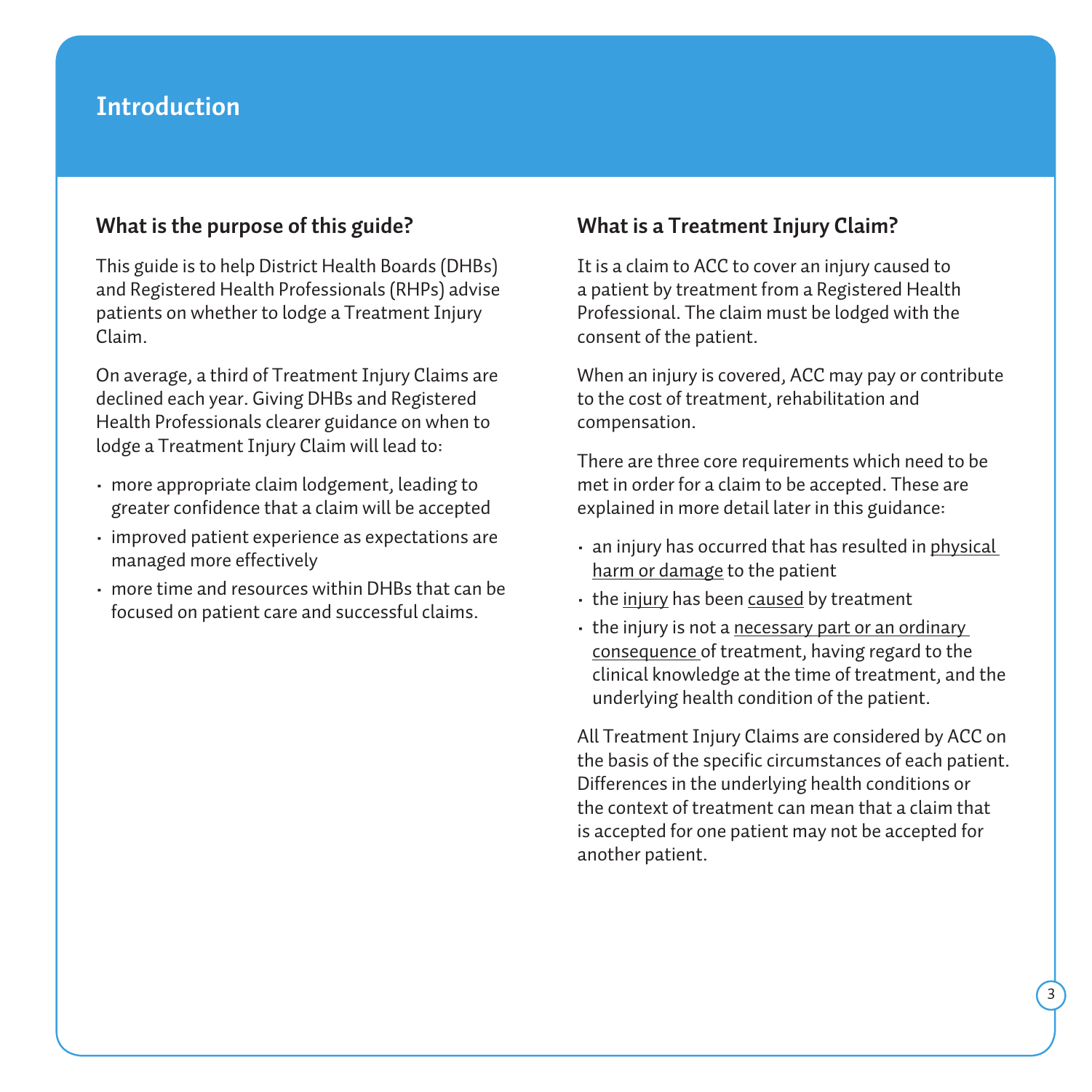# Introduction

## What is the purpose of this guide?

This guide is to help District Health Boards (DHBs) and Registered Health Professionals (RHPs) advise patients on whether to lodge a Treatment Injury Claim.

On average, a third of Treatment Injury Claims are declined each year. Giving DHBs and Registered Health Professionals clearer guidance on when to lodge a Treatment Injury Claim will lead to:

- more appropriate claim lodgement, leading to greater confidence that a claim will be accepted
- improved patient experience as expectations are managed more effectively
- more time and resources within DHBs that can be focused on patient care and successful claims.

## What is a Treatment Injury Claim?

It is a claim to ACC to cover an injury caused to a patient by treatment from a Registered Health Professional. The claim must be lodged with the consent of the patient.

When an injury is covered, ACC may pay or contribute to the cost of treatment, rehabilitation and compensation.

There are three core requirements which need to be met in order for a claim to be accepted. These are explained in more detail later in this guidance:

- an injury has occurred that has resulted in physical harm or damage to the patient
- the injury has been caused by treatment
- the injury is not a necessary part or an ordinary consequence of treatment, having regard to the clinical knowledge at the time of treatment, and the underlying health condition of the patient.

All Treatment Injury Claims are considered by ACC on the basis of the specific circumstances of each patient. Differences in the underlying health conditions or the context of treatment can mean that a claim that is accepted for one patient may not be accepted for another patient.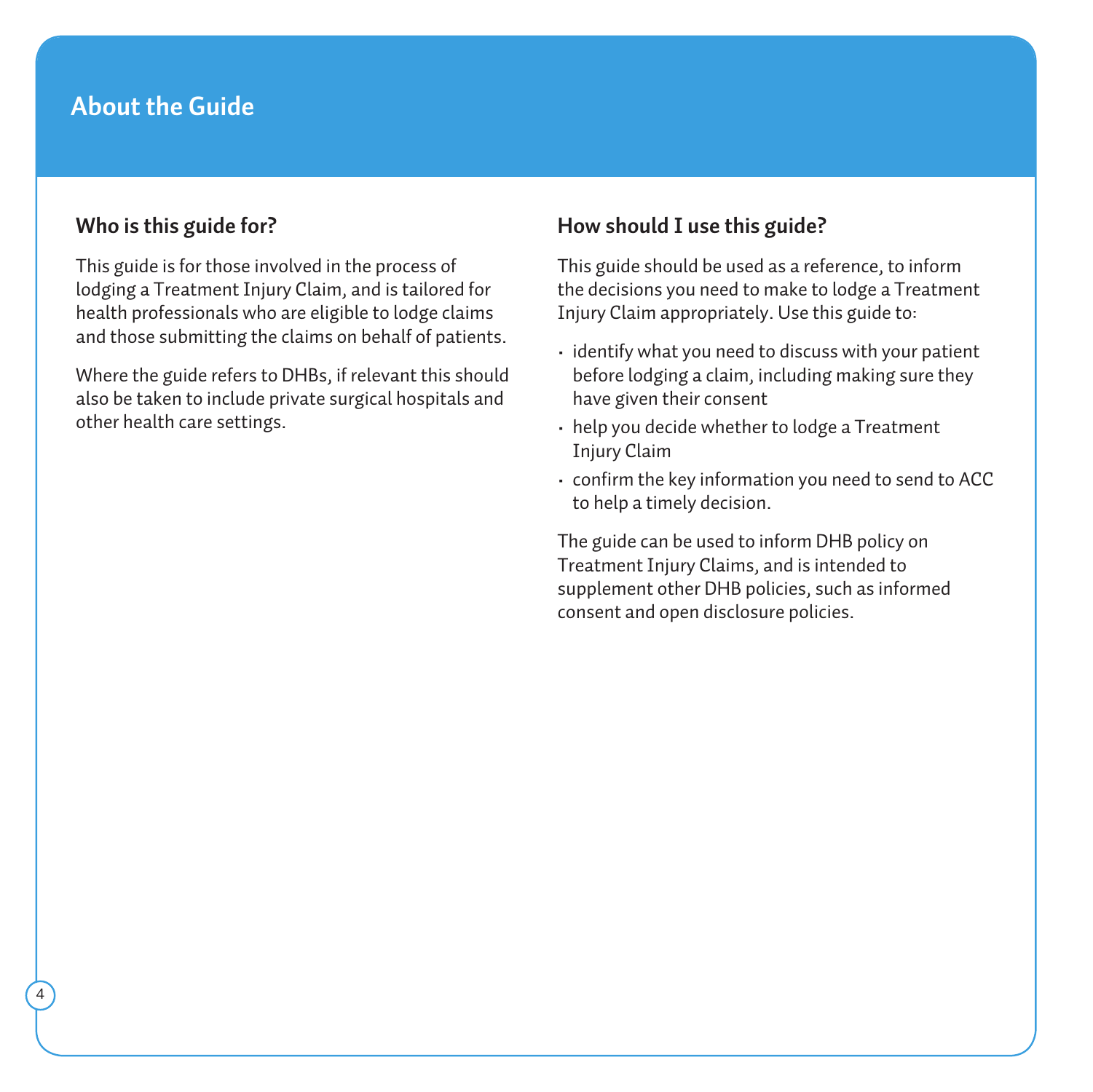# About the Guide

## Who is this guide for?

This guide is for those involved in the process of lodging a Treatment Injury Claim, and is tailored for health professionals who are eligible to lodge claims and those submitting the claims on behalf of patients.

Where the guide refers to DHBs, if relevant this should also be taken to include private surgical hospitals and other health care settings.

## How should I use this guide?

This guide should be used as a reference, to inform the decisions you need to make to lodge a Treatment Injury Claim appropriately. Use this guide to:

- identify what you need to discuss with your patient before lodging a claim, including making sure they have given their consent
- help you decide whether to lodge a Treatment Injury Claim
- confirm the key information you need to send to ACC to help a timely decision.

The guide can be used to inform DHB policy on Treatment Injury Claims, and is intended to supplement other DHB policies, such as informed consent and open disclosure policies.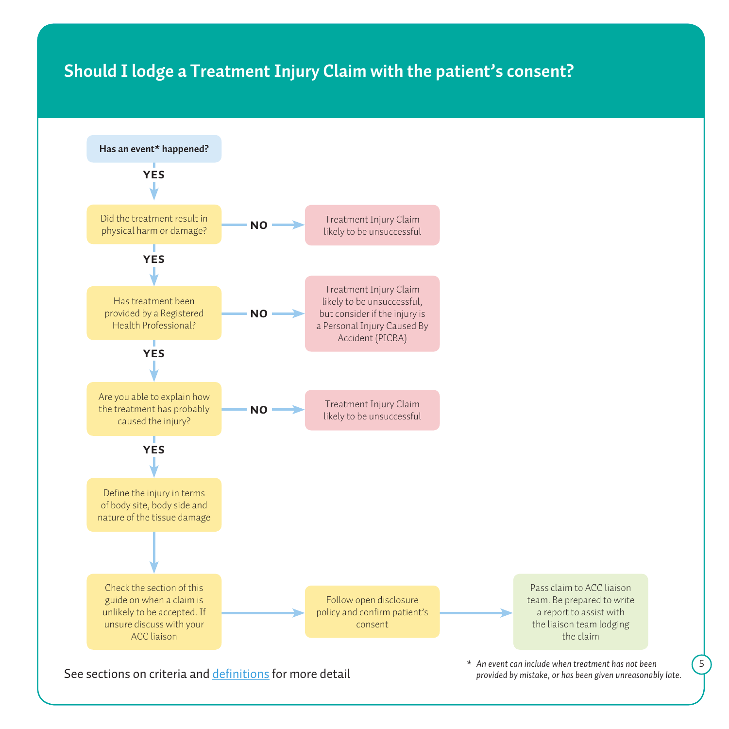# Should I lodge a Treatment Injury Claim with the patient's consent?

**Has an event* happened?**

**YES** →

Did the treatment result in physical harm or damage?

- **NO** → Treatment Injury Claim likely to be unsuccessful
- **YES** →

Has treatment been provided by a Registered Health Professional?

- **NO** → Treatment Injury Claim likely to be unsuccessful, but consider if the injury is a Personal Injury Caused By Accident (PICBA)
- **YES** →

Are you able to explain how the treatment has probably caused the injury?

- **NO** → Treatment Injury Claim likely to be unsuccessful
- **YES** →

Define the injury in terms of body site, body side and nature of the tissue damage

→ Check the section of this guide on when a claim is unlikely to be accepted. If unsure discuss with your ACC liaison

→ Follow open disclosure policy and confirm patient's consent

→ Pass claim to ACC liaison team. Be prepared to write a report to assist with the liaison team lodging the claim

See sections on criteria and definitions for more detail

\* *An event can include when treatment has not been provided by mistake, or has been given unreasonably late.*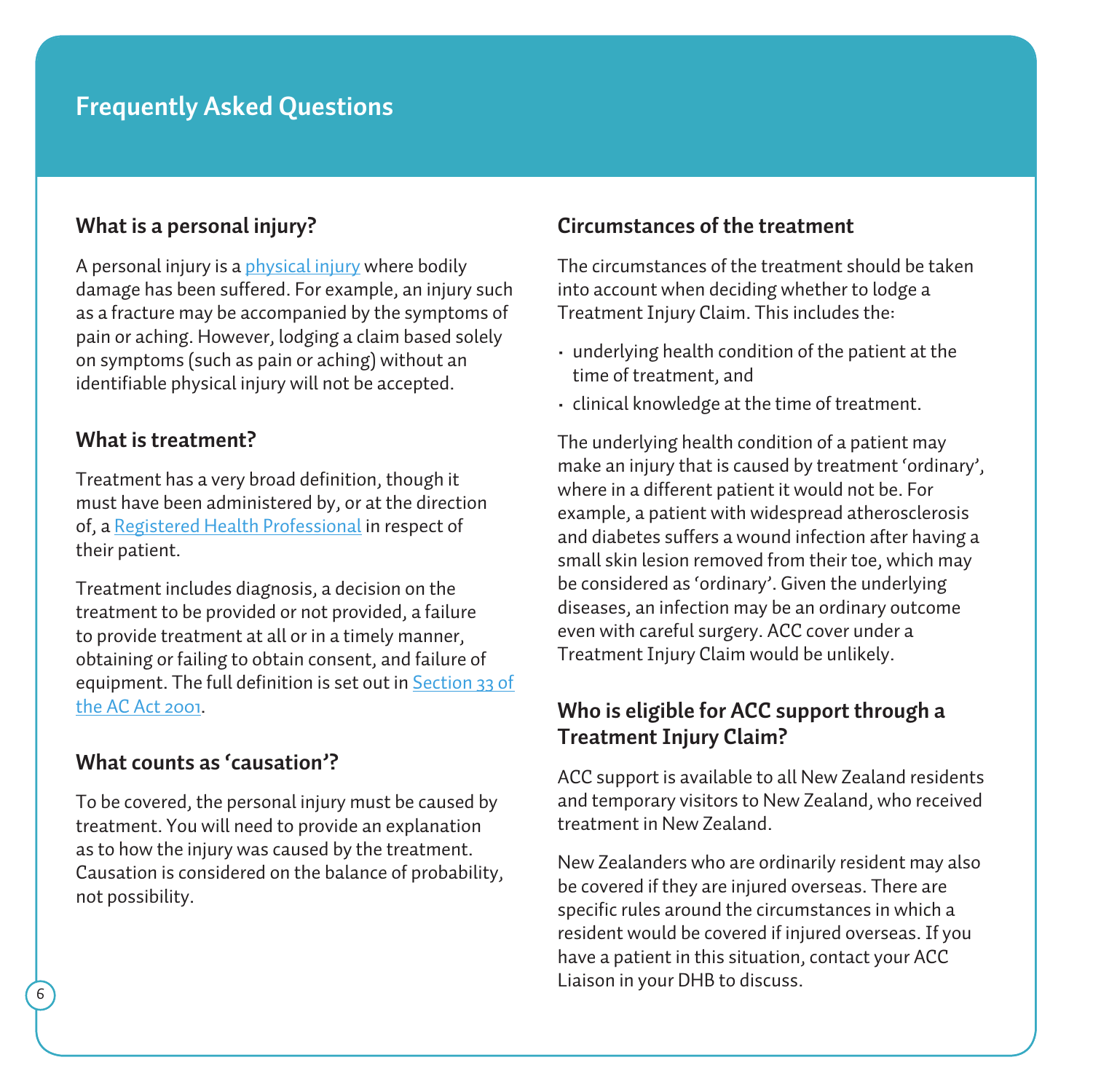## Frequently Asked Questions

### What is a personal injury?

A personal injury is a physical injury where bodily damage has been suffered. For example, an injury such as a fracture may be accompanied by the symptoms of pain or aching. However, lodging a claim based solely on symptoms (such as pain or aching) without an identifiable physical injury will not be accepted.

### What is treatment?

Treatment has a very broad definition, though it must have been administered by, or at the direction of, a Registered Health Professional in respect of their patient.

Treatment includes diagnosis, a decision on the treatment to be provided or not provided, a failure to provide treatment at all or in a timely manner, obtaining or failing to obtain consent, and failure of equipment. The full definition is set out in Section 33 of the AC Act 2001.

### What counts as 'causation'?

To be covered, the personal injury must be caused by treatment. You will need to provide an explanation as to how the injury was caused by the treatment. Causation is considered on the balance of probability, not possibility.

### Circumstances of the treatment

The circumstances of the treatment should be taken into account when deciding whether to lodge a Treatment Injury Claim. This includes the:

- underlying health condition of the patient at the time of treatment, and
- clinical knowledge at the time of treatment.

The underlying health condition of a patient may make an injury that is caused by treatment 'ordinary', where in a different patient it would not be. For example, a patient with widespread atherosclerosis and diabetes suffers a wound infection after having a small skin lesion removed from their toe, which may be considered as 'ordinary'. Given the underlying diseases, an infection may be an ordinary outcome even with careful surgery. ACC cover under a Treatment Injury Claim would be unlikely.

### Who is eligible for ACC support through a Treatment Injury Claim?

ACC support is available to all New Zealand residents and temporary visitors to New Zealand, who received treatment in New Zealand.

New Zealanders who are ordinarily resident may also be covered if they are injured overseas. There are specific rules around the circumstances in which a resident would be covered if injured overseas. If you have a patient in this situation, contact your ACC Liaison in your DHB to discuss.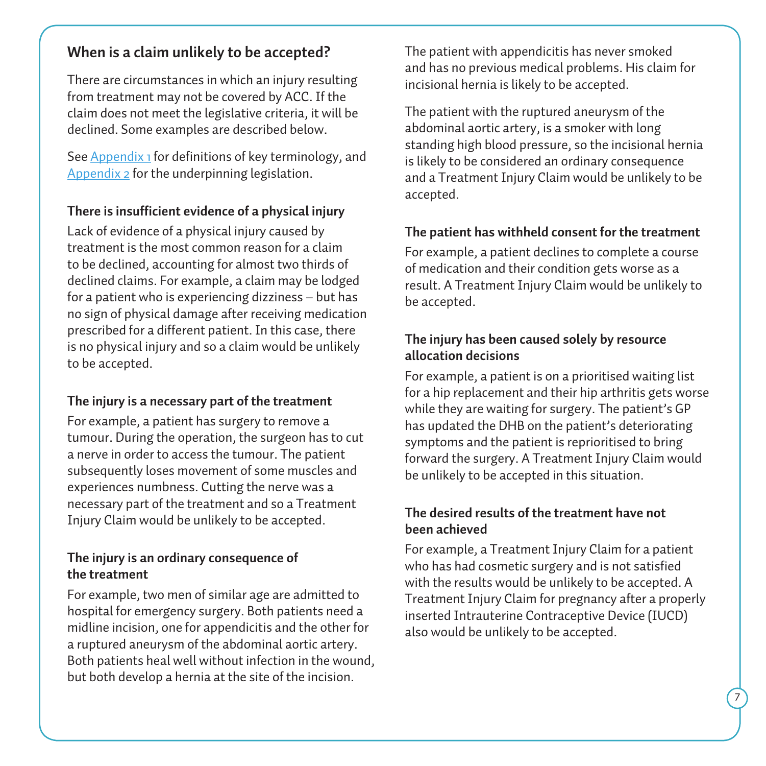## When is a claim unlikely to be accepted?

There are circumstances in which an injury resulting from treatment may not be covered by ACC. If the claim does not meet the legislative criteria, it will be declined. Some examples are described below.

See Appendix 1 for definitions of key terminology, and Appendix 2 for the underpinning legislation.

### There is insufficient evidence of a physical injury

Lack of evidence of a physical injury caused by treatment is the most common reason for a claim to be declined, accounting for almost two thirds of declined claims. For example, a claim may be lodged for a patient who is experiencing dizziness – but has no sign of physical damage after receiving medication prescribed for a different patient. In this case, there is no physical injury and so a claim would be unlikely to be accepted.

### The injury is a necessary part of the treatment

For example, a patient has surgery to remove a tumour. During the operation, the surgeon has to cut a nerve in order to access the tumour. The patient subsequently loses movement of some muscles and experiences numbness. Cutting the nerve was a necessary part of the treatment and so a Treatment Injury Claim would be unlikely to be accepted.

### The injury is an ordinary consequence of the treatment

For example, two men of similar age are admitted to hospital for emergency surgery. Both patients need a midline incision, one for appendicitis and the other for a ruptured aneurysm of the abdominal aortic artery. Both patients heal well without infection in the wound, but both develop a hernia at the site of the incision.

The patient with appendicitis has never smoked and has no previous medical problems. His claim for incisional hernia is likely to be accepted.

The patient with the ruptured aneurysm of the abdominal aortic artery, is a smoker with long standing high blood pressure, so the incisional hernia is likely to be considered an ordinary consequence and a Treatment Injury Claim would be unlikely to be accepted.

### The patient has withheld consent for the treatment

For example, a patient declines to complete a course of medication and their condition gets worse as a result. A Treatment Injury Claim would be unlikely to be accepted.

### The injury has been caused solely by resource allocation decisions

For example, a patient is on a prioritised waiting list for a hip replacement and their hip arthritis gets worse while they are waiting for surgery. The patient's GP has updated the DHB on the patient's deteriorating symptoms and the patient is reprioritised to bring forward the surgery. A Treatment Injury Claim would be unlikely to be accepted in this situation.

### The desired results of the treatment have not been achieved

For example, a Treatment Injury Claim for a patient who has had cosmetic surgery and is not satisfied with the results would be unlikely to be accepted. A Treatment Injury Claim for pregnancy after a properly inserted Intrauterine Contraceptive Device (IUCD) also would be unlikely to be accepted.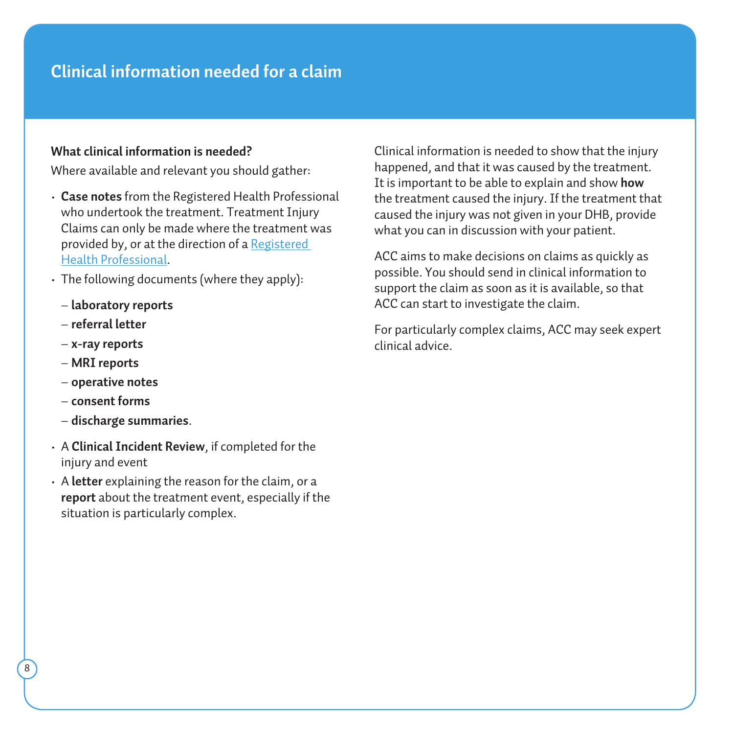# Clinical information needed for a claim

**What clinical information is needed?**

Where available and relevant you should gather:

- **Case notes** from the Registered Health Professional who undertook the treatment. Treatment Injury Claims can only be made where the treatment was provided by, or at the direction of a Registered Health Professional.
- The following documents (where they apply):
  - **laboratory reports**
  - **referral letter**
  - **x-ray reports**
  - **MRI reports**
  - **operative notes**
  - **consent forms**
  - **discharge summaries**.
- A **Clinical Incident Review**, if completed for the injury and event
- A **letter** explaining the reason for the claim, or a **report** about the treatment event, especially if the situation is particularly complex.

Clinical information is needed to show that the injury happened, and that it was caused by the treatment. It is important to be able to explain and show **how** the treatment caused the injury. If the treatment that caused the injury was not given in your DHB, provide what you can in discussion with your patient.

ACC aims to make decisions on claims as quickly as possible. You should send in clinical information to support the claim as soon as it is available, so that ACC can start to investigate the claim.

For particularly complex claims, ACC may seek expert clinical advice.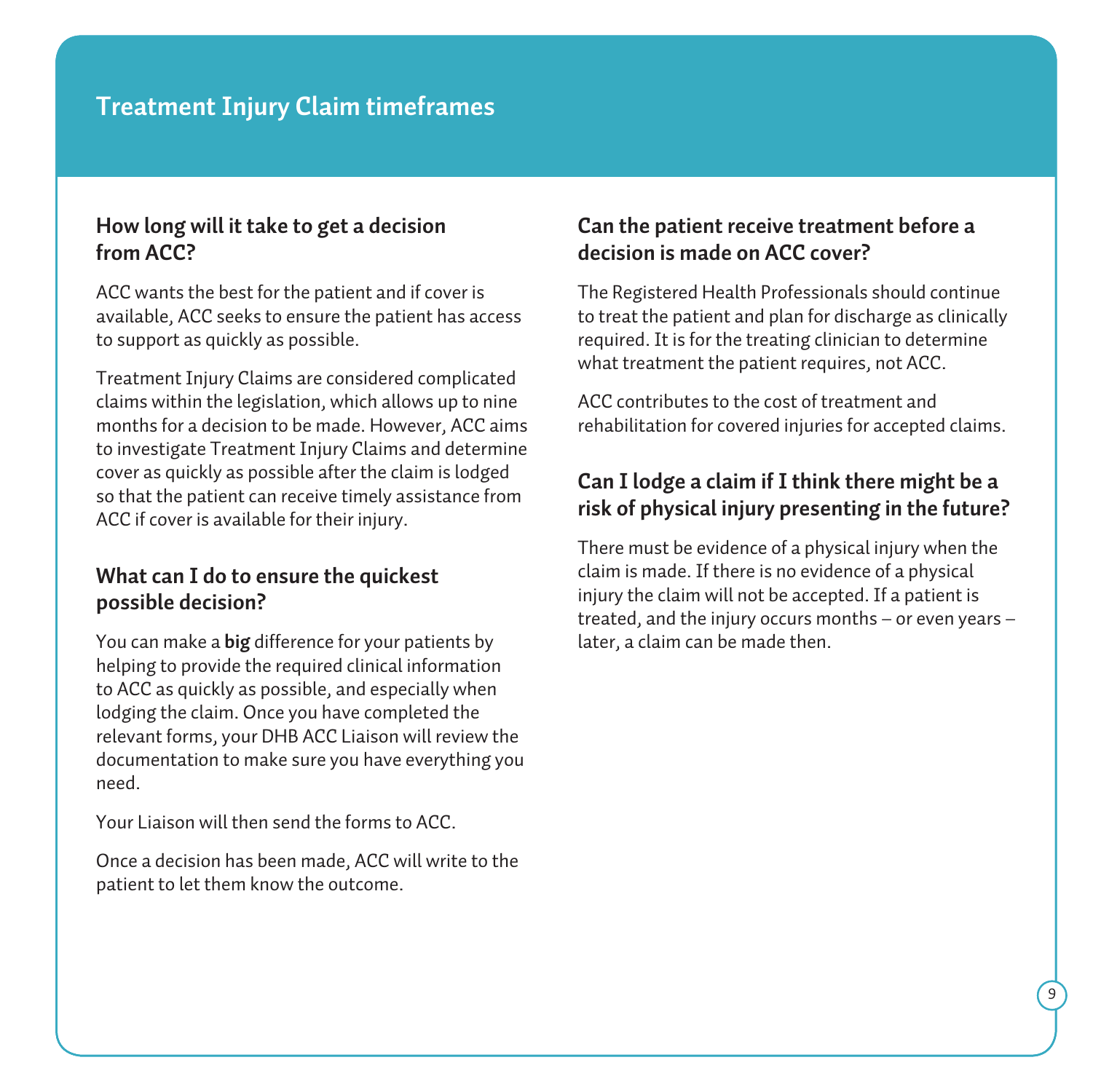# Treatment Injury Claim timeframes

## How long will it take to get a decision from ACC?

ACC wants the best for the patient and if cover is available, ACC seeks to ensure the patient has access to support as quickly as possible.

Treatment Injury Claims are considered complicated claims within the legislation, which allows up to nine months for a decision to be made. However, ACC aims to investigate Treatment Injury Claims and determine cover as quickly as possible after the claim is lodged so that the patient can receive timely assistance from ACC if cover is available for their injury.

## What can I do to ensure the quickest possible decision?

You can make a **big** difference for your patients by helping to provide the required clinical information to ACC as quickly as possible, and especially when lodging the claim. Once you have completed the relevant forms, your DHB ACC Liaison will review the documentation to make sure you have everything you need.

Your Liaison will then send the forms to ACC.

Once a decision has been made, ACC will write to the patient to let them know the outcome.

## Can the patient receive treatment before a decision is made on ACC cover?

The Registered Health Professionals should continue to treat the patient and plan for discharge as clinically required. It is for the treating clinician to determine what treatment the patient requires, not ACC.

ACC contributes to the cost of treatment and rehabilitation for covered injuries for accepted claims.

## Can I lodge a claim if I think there might be a risk of physical injury presenting in the future?

There must be evidence of a physical injury when the claim is made. If there is no evidence of a physical injury the claim will not be accepted. If a patient is treated, and the injury occurs months – or even years – later, a claim can be made then.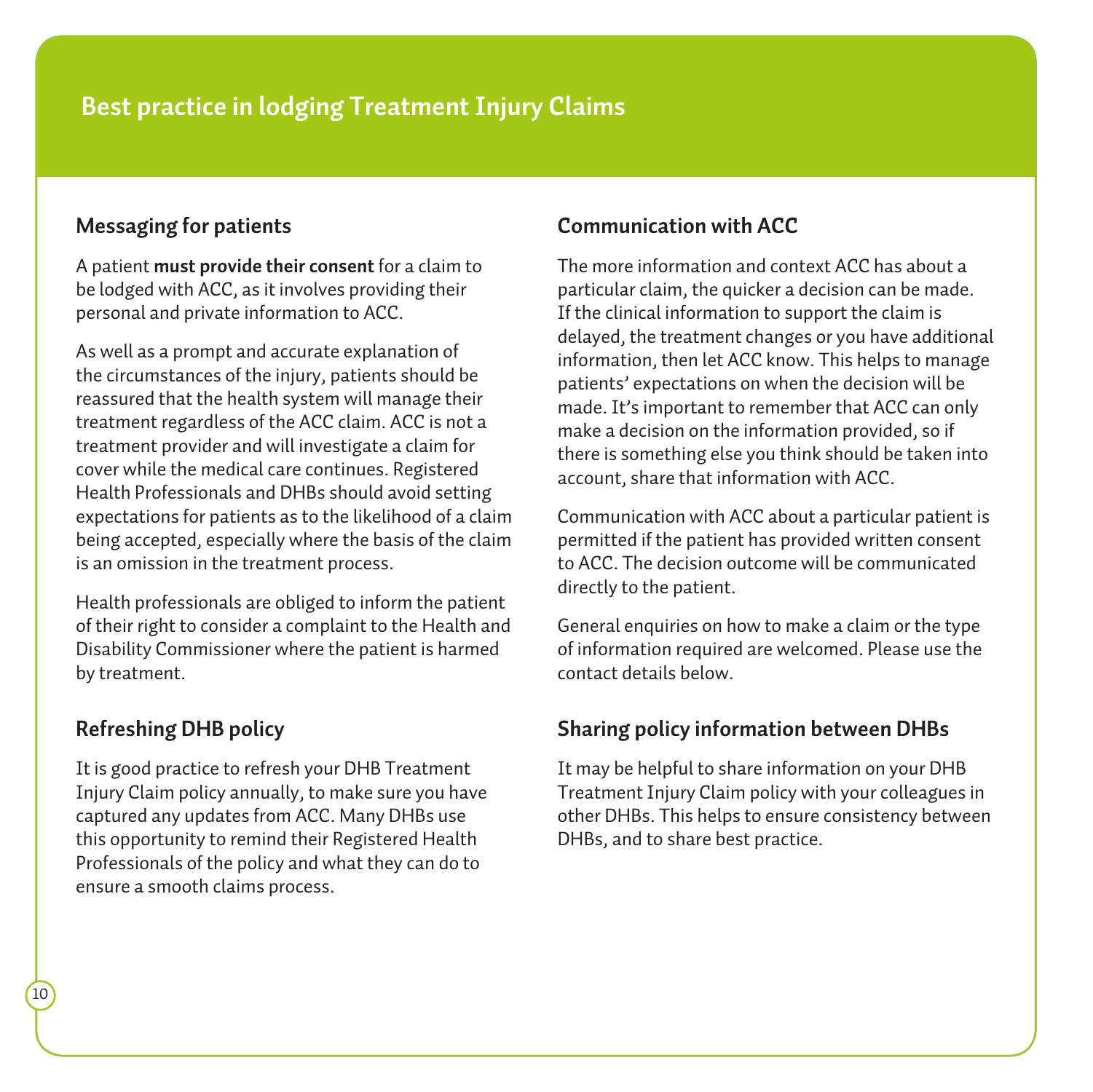# Best practice in lodging Treatment Injury Claims

## Messaging for patients

A patient **must provide their consent** for a claim to be lodged with ACC, as it involves providing their personal and private information to ACC.

As well as a prompt and accurate explanation of the circumstances of the injury, patients should be reassured that the health system will manage their treatment regardless of the ACC claim. ACC is not a treatment provider and will investigate a claim for cover while the medical care continues. Registered Health Professionals and DHBs should avoid setting expectations for patients as to the likelihood of a claim being accepted, especially where the basis of the claim is an omission in the treatment process.

Health professionals are obliged to inform the patient of their right to consider a complaint to the Health and Disability Commissioner where the patient is harmed by treatment.

## Refreshing DHB policy

It is good practice to refresh your DHB Treatment Injury Claim policy annually, to make sure you have captured any updates from ACC. Many DHBs use this opportunity to remind their Registered Health Professionals of the policy and what they can do to ensure a smooth claims process.

## Communication with ACC

The more information and context ACC has about a particular claim, the quicker a decision can be made. If the clinical information to support the claim is delayed, the treatment changes or you have additional information, then let ACC know. This helps to manage patients' expectations on when the decision will be made. It's important to remember that ACC can only make a decision on the information provided, so if there is something else you think should be taken into account, share that information with ACC.

Communication with ACC about a particular patient is permitted if the patient has provided written consent to ACC. The decision outcome will be communicated directly to the patient.

General enquiries on how to make a claim or the type of information required are welcomed. Please use the contact details below.

## Sharing policy information between DHBs

It may be helpful to share information on your DHB Treatment Injury Claim policy with your colleagues in other DHBs. This helps to ensure consistency between DHBs, and to share best practice.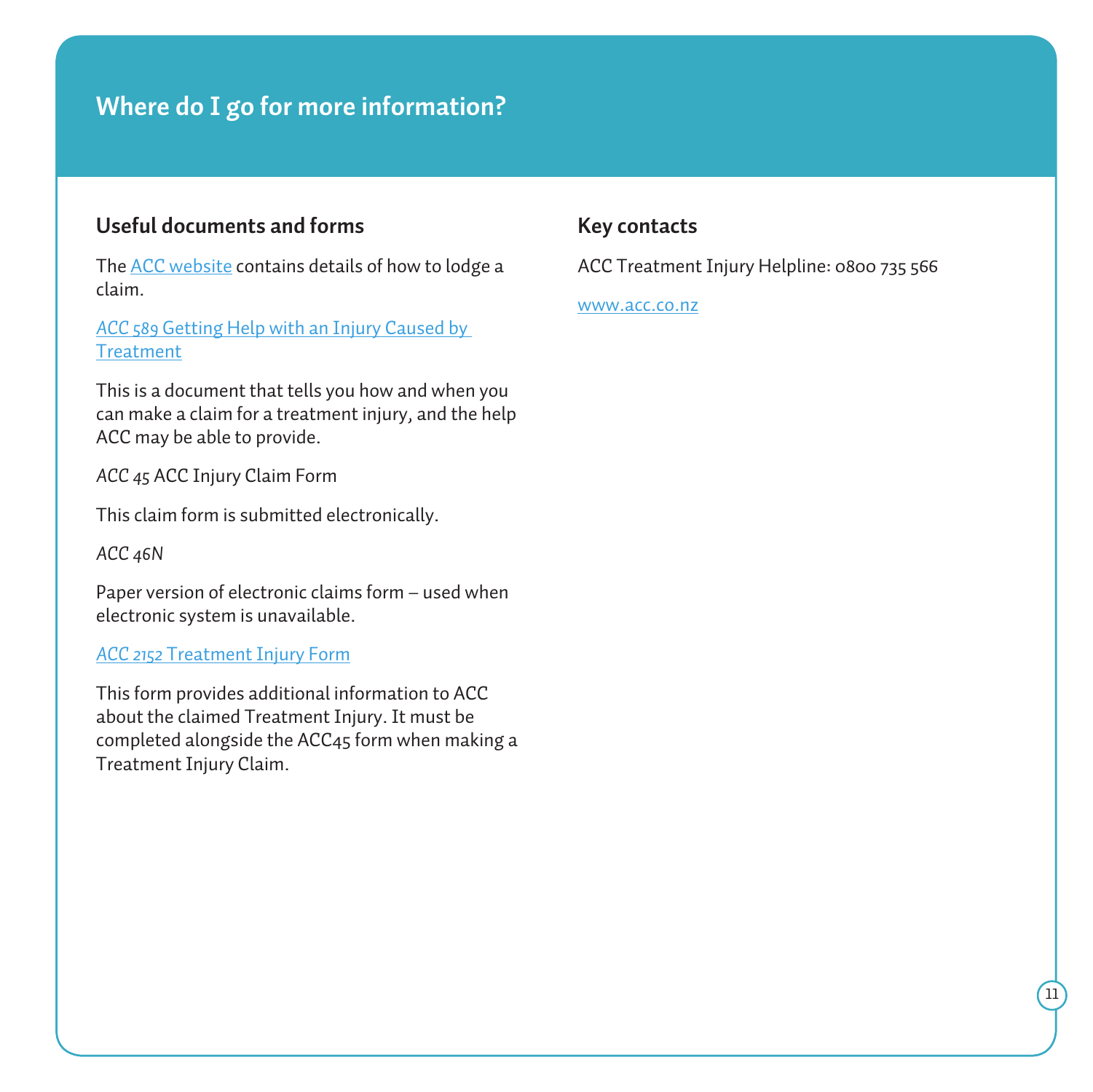# Where do I go for more information?

## Useful documents and forms

The ACC website contains details of how to lodge a claim.

*ACC 589* Getting Help with an Injury Caused by Treatment

This is a document that tells you how and when you can make a claim for a treatment injury, and the help ACC may be able to provide.

*ACC 45* ACC Injury Claim Form

This claim form is submitted electronically.

*ACC 46N*

Paper version of electronic claims form – used when electronic system is unavailable.

*ACC 2152* Treatment Injury Form

This form provides additional information to ACC about the claimed Treatment Injury. It must be completed alongside the ACC45 form when making a Treatment Injury Claim.

## Key contacts

ACC Treatment Injury Helpline: 0800 735 566

www.acc.co.nz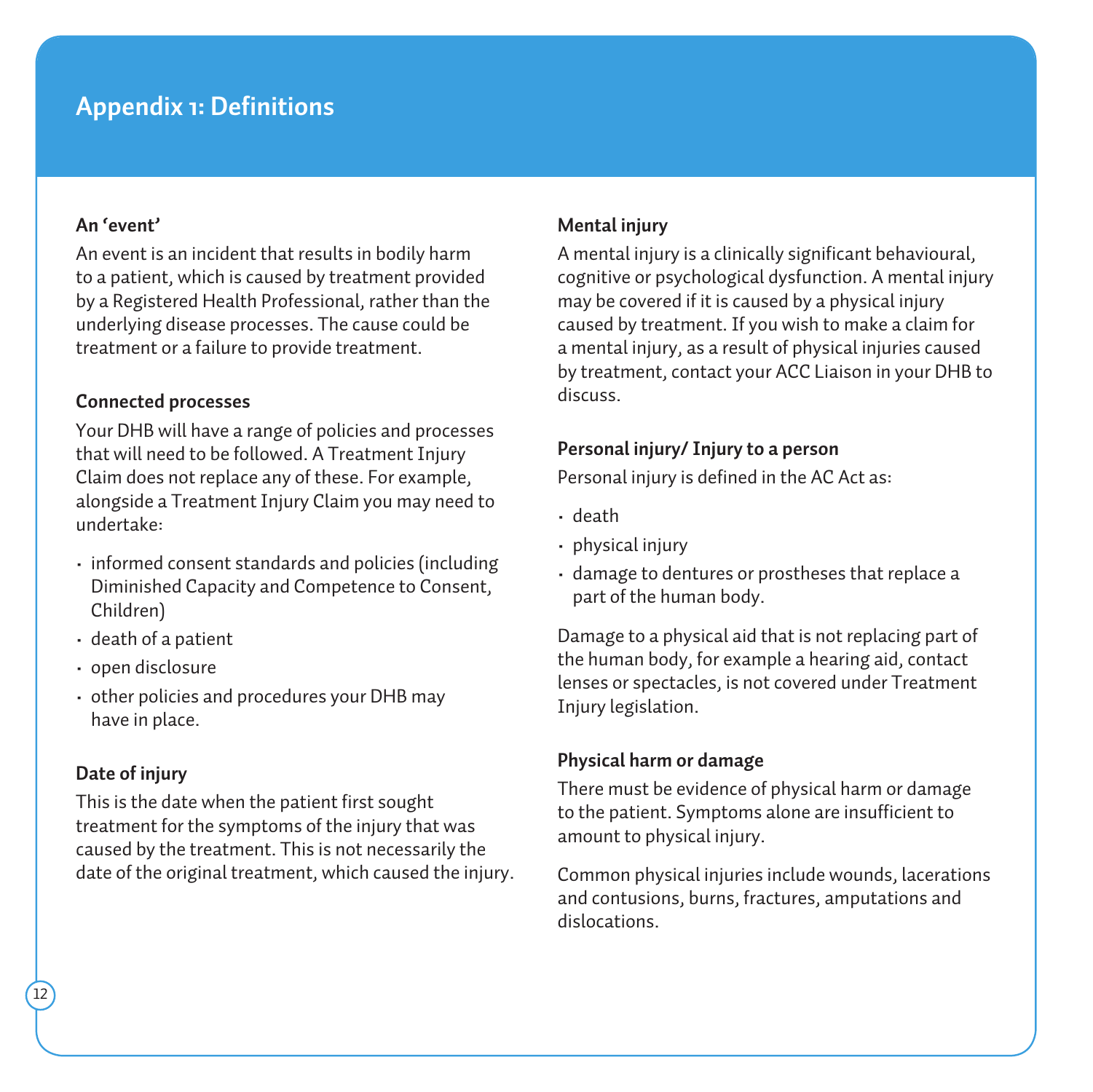# Appendix 1: Definitions

### An 'event'

An event is an incident that results in bodily harm to a patient, which is caused by treatment provided by a Registered Health Professional, rather than the underlying disease processes. The cause could be treatment or a failure to provide treatment.

### Connected processes

Your DHB will have a range of policies and processes that will need to be followed. A Treatment Injury Claim does not replace any of these. For example, alongside a Treatment Injury Claim you may need to undertake:

- informed consent standards and policies (including Diminished Capacity and Competence to Consent, Children)
- death of a patient
- open disclosure
- other policies and procedures your DHB may have in place.

### Date of injury

This is the date when the patient first sought treatment for the symptoms of the injury that was caused by the treatment. This is not necessarily the date of the original treatment, which caused the injury.

### Mental injury

A mental injury is a clinically significant behavioural, cognitive or psychological dysfunction. A mental injury may be covered if it is caused by a physical injury caused by treatment. If you wish to make a claim for a mental injury, as a result of physical injuries caused by treatment, contact your ACC Liaison in your DHB to discuss.

### Personal injury/ Injury to a person

Personal injury is defined in the AC Act as:

- death
- physical injury
- damage to dentures or prostheses that replace a part of the human body.

Damage to a physical aid that is not replacing part of the human body, for example a hearing aid, contact lenses or spectacles, is not covered under Treatment Injury legislation.

### Physical harm or damage

There must be evidence of physical harm or damage to the patient. Symptoms alone are insufficient to amount to physical injury.

Common physical injuries include wounds, lacerations and contusions, burns, fractures, amputations and dislocations.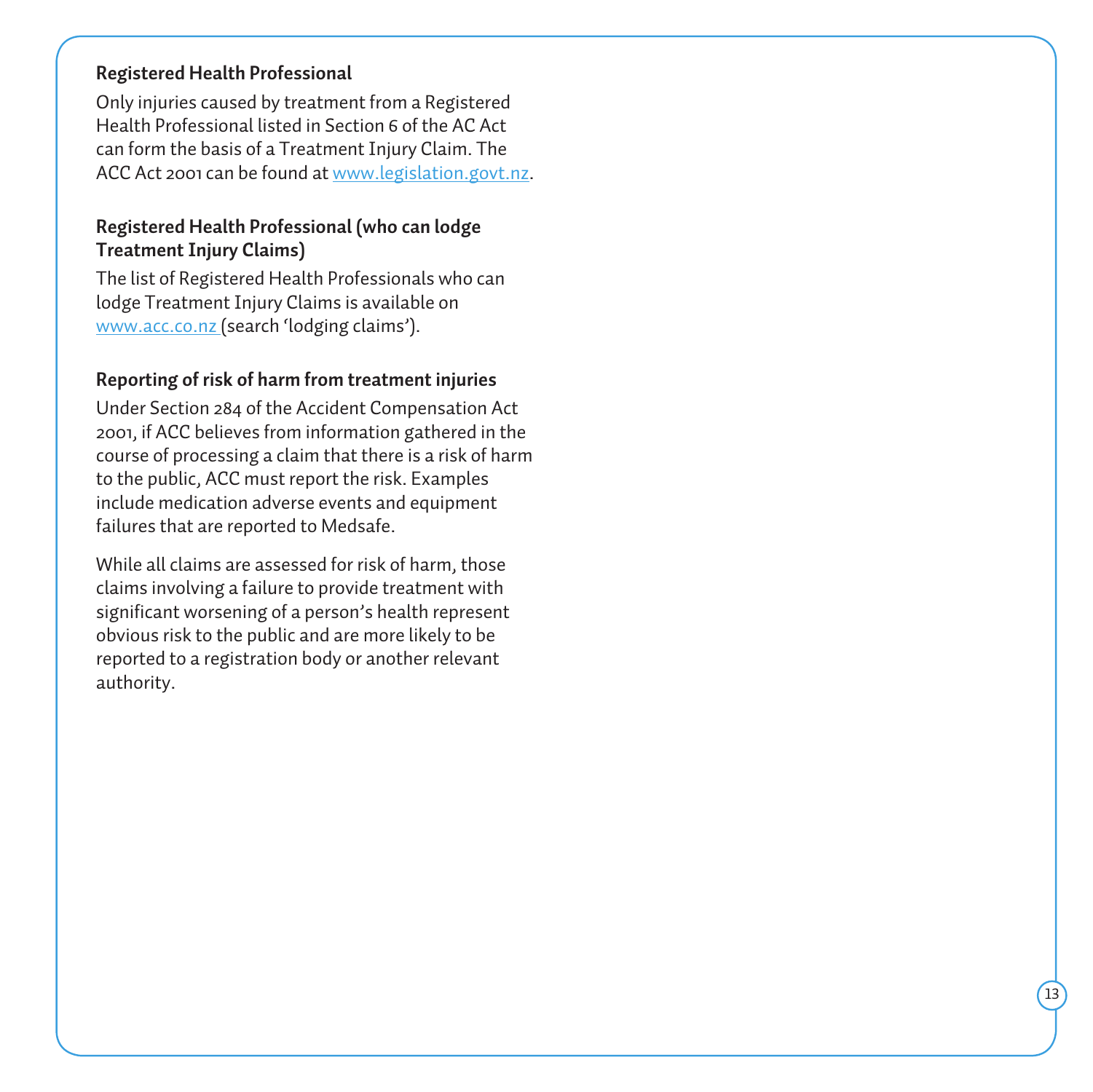### Registered Health Professional

Only injuries caused by treatment from a Registered Health Professional listed in Section 6 of the AC Act can form the basis of a Treatment Injury Claim. The ACC Act 2001 can be found at www.legislation.govt.nz.

### Registered Health Professional (who can lodge Treatment Injury Claims)

The list of Registered Health Professionals who can lodge Treatment Injury Claims is available on www.acc.co.nz (search 'lodging claims').

### Reporting of risk of harm from treatment injuries

Under Section 284 of the Accident Compensation Act 2001, if ACC believes from information gathered in the course of processing a claim that there is a risk of harm to the public, ACC must report the risk. Examples include medication adverse events and equipment failures that are reported to Medsafe.

While all claims are assessed for risk of harm, those claims involving a failure to provide treatment with significant worsening of a person's health represent obvious risk to the public and are more likely to be reported to a registration body or another relevant authority.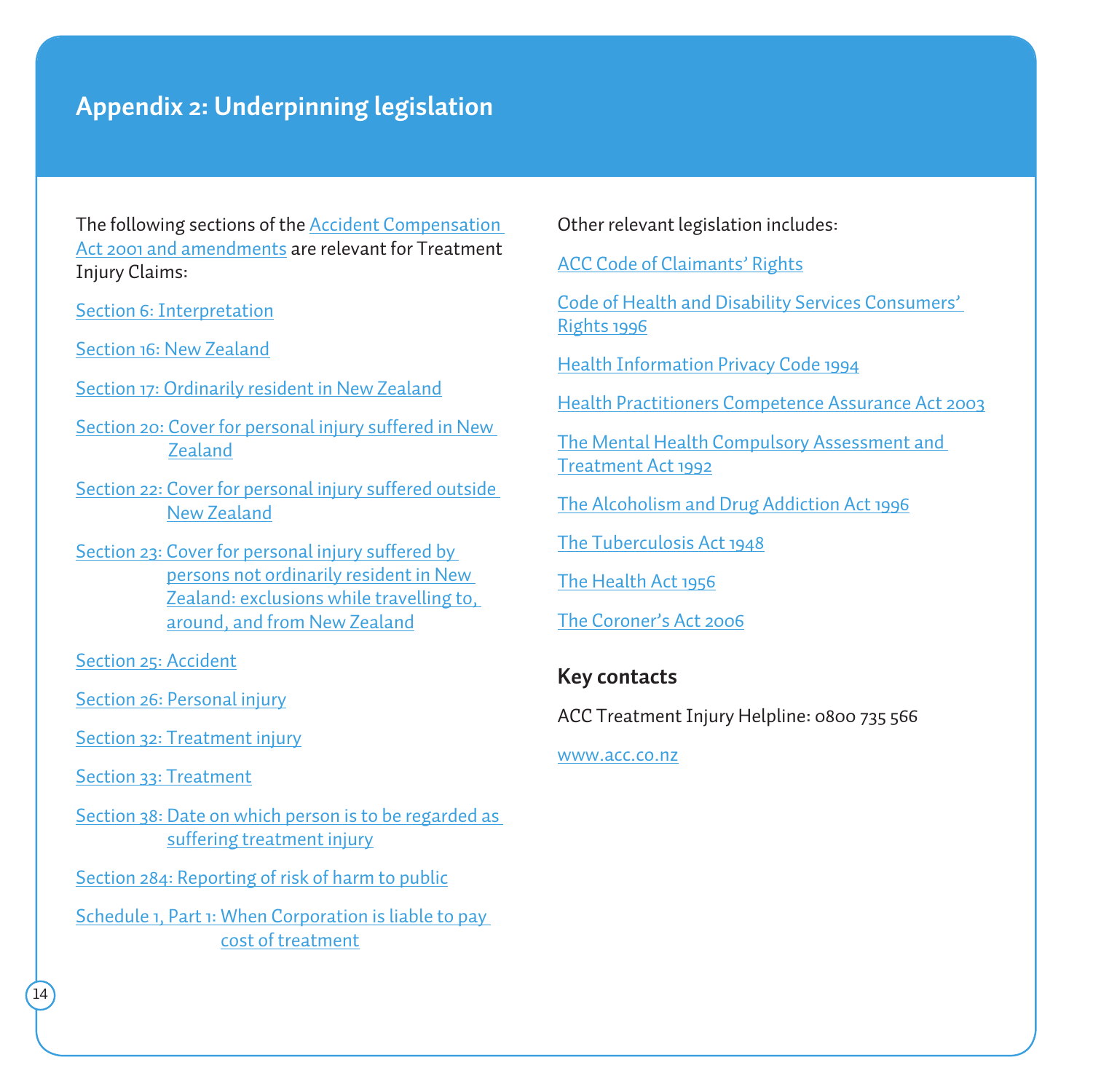# Appendix 2: Underpinning legislation

The following sections of the Accident Compensation Act 2001 and amendments are relevant for Treatment Injury Claims:

Section 6: Interpretation

Section 16: New Zealand

Section 17: Ordinarily resident in New Zealand

Section 20: Cover for personal injury suffered in New Zealand

Section 22: Cover for personal injury suffered outside New Zealand

Section 23: Cover for personal injury suffered by persons not ordinarily resident in New Zealand: exclusions while travelling to, around, and from New Zealand

Section 25: Accident

Section 26: Personal injury

Section 32: Treatment injury

Section 33: Treatment

Section 38: Date on which person is to be regarded as suffering treatment injury

Section 284: Reporting of risk of harm to public

Schedule 1, Part 1: When Corporation is liable to pay cost of treatment

Other relevant legislation includes:

ACC Code of Claimants' Rights

Code of Health and Disability Services Consumers' Rights 1996

Health Information Privacy Code 1994

Health Practitioners Competence Assurance Act 2003

The Mental Health Compulsory Assessment and Treatment Act 1992

The Alcoholism and Drug Addiction Act 1996

The Tuberculosis Act 1948

The Health Act 1956

The Coroner's Act 2006

## Key contacts

ACC Treatment Injury Helpline: 0800 735 566

www.acc.co.nz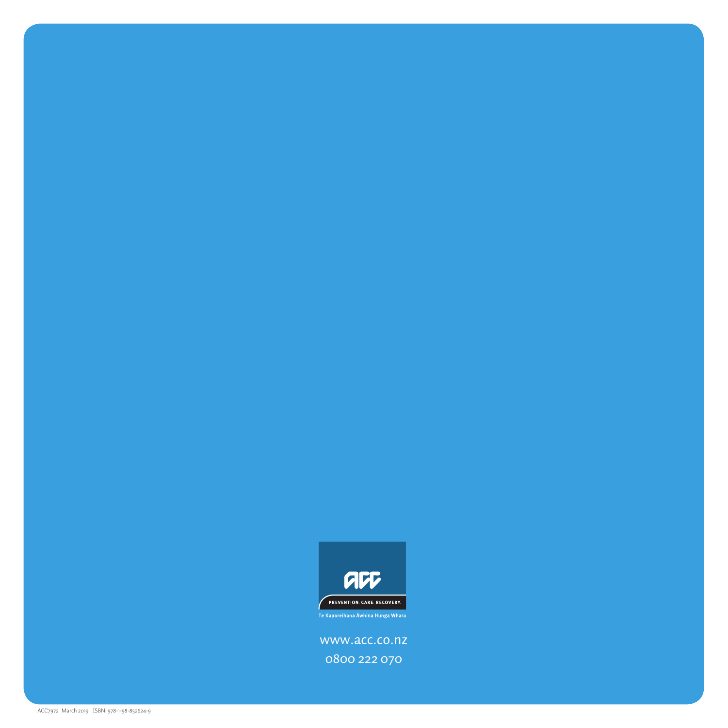ACC

PREVENTION. CARE. RECOVERY.

Te Kaporeihana Āwhina Hunga Whara

www.acc.co.nz

0800 222 070

ACC7972 March 2019 ISBN: 978-1-98-852624-9